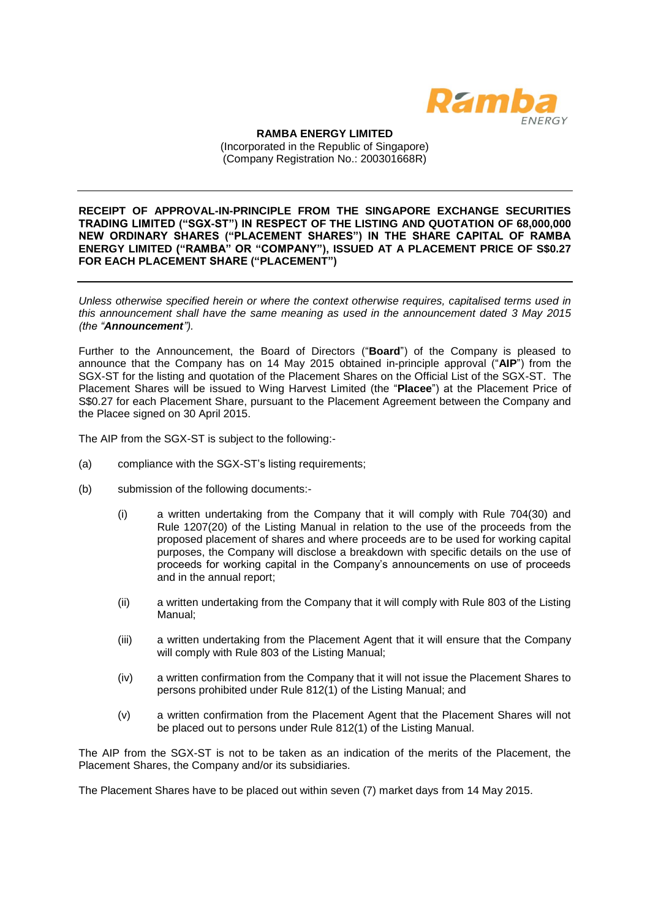**RAMBA ENERGY LIMITED**
(Incorporated in the Republic of Singapore)
(Company Registration No.: 200301668R)

---

**RECEIPT OF APPROVAL-IN-PRINCIPLE FROM THE SINGAPORE EXCHANGE SECURITIES TRADING LIMITED ("SGX-ST") IN RESPECT OF THE LISTING AND QUOTATION OF 68,000,000 NEW ORDINARY SHARES ("PLACEMENT SHARES") IN THE SHARE CAPITAL OF RAMBA ENERGY LIMITED ("RAMBA" OR "COMPANY"), ISSUED AT A PLACEMENT PRICE OF S$0.27 FOR EACH PLACEMENT SHARE ("PLACEMENT")**

---

*Unless otherwise specified herein or where the context otherwise requires, capitalised terms used in this announcement shall have the same meaning as used in the announcement dated 3 May 2015 (the "**Announcement**").*

Further to the Announcement, the Board of Directors ("**Board**") of the Company is pleased to announce that the Company has on 14 May 2015 obtained in-principle approval ("**AIP**") from the SGX-ST for the listing and quotation of the Placement Shares on the Official List of the SGX-ST. The Placement Shares will be issued to Wing Harvest Limited (the "**Placee**") at the Placement Price of S$0.27 for each Placement Share, pursuant to the Placement Agreement between the Company and the Placee signed on 30 April 2015.

The AIP from the SGX-ST is subject to the following:-

(a) compliance with the SGX-ST's listing requirements;

(b) submission of the following documents:-

  (i) a written undertaking from the Company that it will comply with Rule 704(30) and Rule 1207(20) of the Listing Manual in relation to the use of the proceeds from the proposed placement of shares and where proceeds are to be used for working capital purposes, the Company will disclose a breakdown with specific details on the use of proceeds for working capital in the Company's announcements on use of proceeds and in the annual report;

  (ii) a written undertaking from the Company that it will comply with Rule 803 of the Listing Manual;

  (iii) a written undertaking from the Placement Agent that it will ensure that the Company will comply with Rule 803 of the Listing Manual;

  (iv) a written confirmation from the Company that it will not issue the Placement Shares to persons prohibited under Rule 812(1) of the Listing Manual; and

  (v) a written confirmation from the Placement Agent that the Placement Shares will not be placed out to persons under Rule 812(1) of the Listing Manual.

The AIP from the SGX-ST is not to be taken as an indication of the merits of the Placement, the Placement Shares, the Company and/or its subsidiaries.

The Placement Shares have to be placed out within seven (7) market days from 14 May 2015.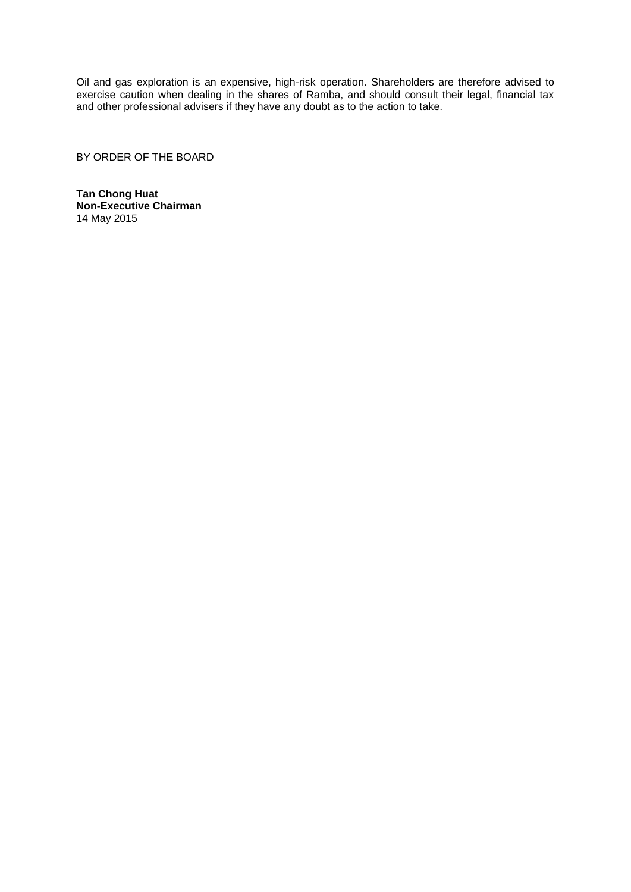Oil and gas exploration is an expensive, high-risk operation. Shareholders are therefore advised to exercise caution when dealing in the shares of Ramba, and should consult their legal, financial tax and other professional advisers if they have any doubt as to the action to take.

BY ORDER OF THE BOARD

**Tan Chong Huat**
**Non-Executive Chairman**
14 May 2015